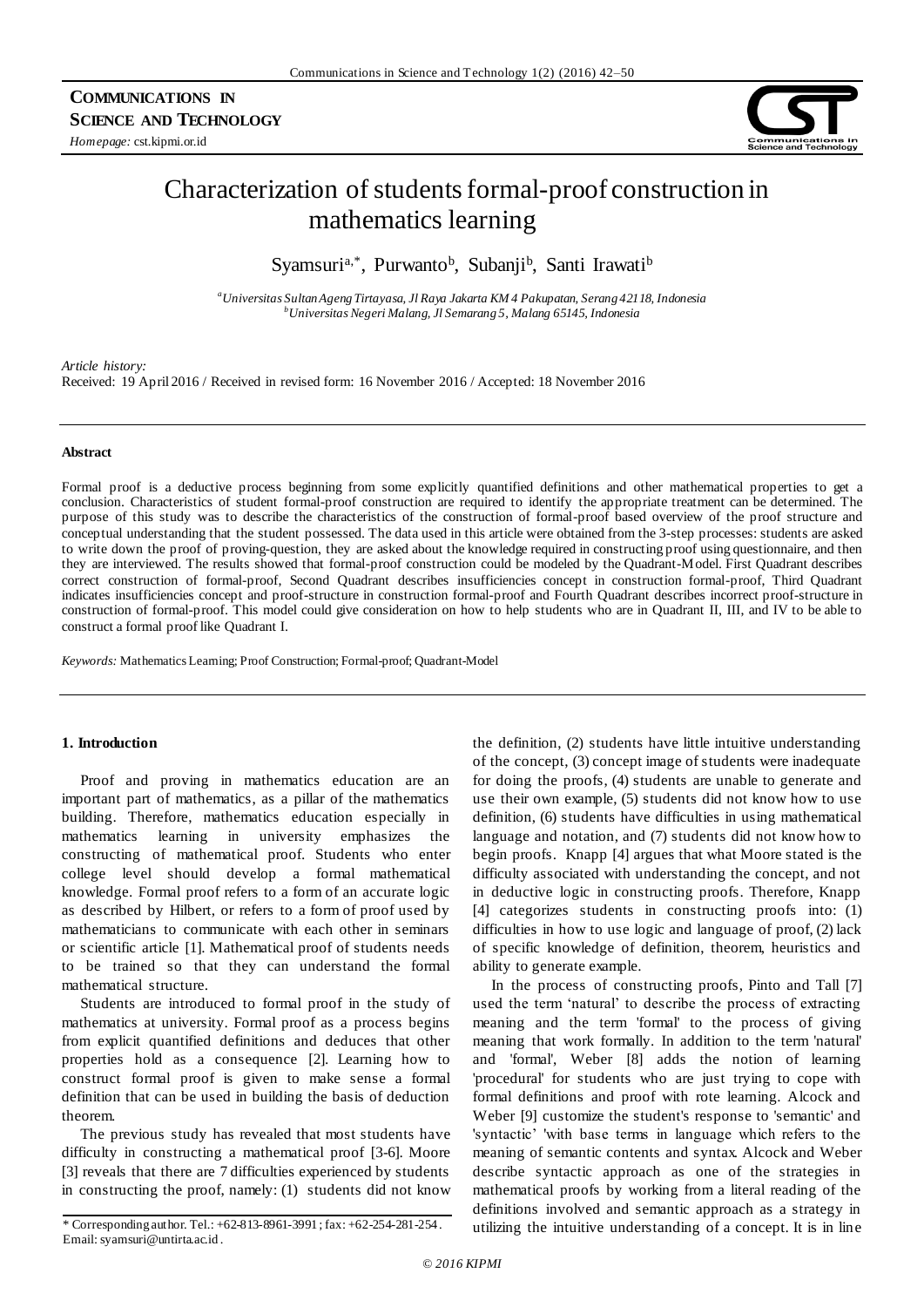**COMMUNICATIONS IN SCIENCE AND TECHNOLOGY**

*Homepage:* cst.kipmi.or.id

# Characterization of students formal-proof construction in mathematics learning

Syamsuri[a,*], Purwanto[b], Subanji[b], Santi Irawati[b]

[a] *Universitas Sultan Ageng Tirtayasa, Jl Raya Jakarta KM 4 Pakupatan, Serang 42118, Indonesia*
[b] *Universitas Negeri Malang, Jl Semarang 5, Malang 65145, Indonesia*

*Article history:*
Received: 19 April 2016 / Received in revised form: 16 November 2016 / Accepted: 18 November 2016

**Abstract**

Formal proof is a deductive process beginning from some explicitly quantified definitions and other mathematical properties to get a conclusion. Characteristics of student formal-proof construction are required to identify the appropriate treatment can be determined. The purpose of this study was to describe the characteristics of the construction of formal-proof based overview of the proof structure and conceptual understanding that the student possessed. The data used in this article were obtained from the 3-step processes: students are asked to write down the proof of proving-question, they are asked about the knowledge required in constructing proof using questionnaire, and then they are interviewed. The results showed that formal-proof construction could be modeled by the Quadrant-Model. First Quadrant describes correct construction of formal-proof, Second Quadrant describes insufficiencies concept in construction formal-proof, Third Quadrant indicates insufficiencies concept and proof-structure in construction formal-proof and Fourth Quadrant describes incorrect proof-structure in construction of formal-proof. This model could give consideration on how to help students who are in Quadrant II, III, and IV to be able to construct a formal proof like Quadrant I.

*Keywords:* Mathematics Learning; Proof Construction; Formal-proof; Quadrant-Model

## 1. Introduction

Proof and proving in mathematics education are an important part of mathematics, as a pillar of the mathematics building. Therefore, mathematics education especially in mathematics learning in university emphasizes the constructing of mathematical proof. Students who enter college level should develop a formal mathematical knowledge. Formal proof refers to a form of an accurate logic as described by Hilbert, or refers to a form of proof used by mathematicians to communicate with each other in seminars or scientific article [1]. Mathematical proof of students needs to be trained so that they can understand the formal mathematical structure.

Students are introduced to formal proof in the study of mathematics at university. Formal proof as a process begins from explicit quantified definitions and deduces that other properties hold as a consequence [2]. Learning how to construct formal proof is given to make sense a formal definition that can be used in building the basis of deduction theorem.

The previous study has revealed that most students have difficulty in constructing a mathematical proof [3-6]. Moore [3] reveals that there are 7 difficulties experienced by students in constructing the proof, namely: (1) students did not know the definition, (2) students have little intuitive understanding of the concept, (3) concept image of students were inadequate for doing the proofs, (4) students are unable to generate and use their own example, (5) students did not know how to use definition, (6) students have difficulties in using mathematical language and notation, and (7) students did not know how to begin proofs. Knapp [4] argues that what Moore stated is the difficulty associated with understanding the concept, and not in deductive logic in constructing proofs. Therefore, Knapp [4] categorizes students in constructing proofs into: (1) difficulties in how to use logic and language of proof, (2) lack of specific knowledge of definition, theorem, heuristics and ability to generate example.

In the process of constructing proofs, Pinto and Tall [7] used the term 'natural' to describe the process of extracting meaning and the term 'formal' to the process of giving meaning that work formally. In addition to the term 'natural' and 'formal', Weber [8] adds the notion of learning 'procedural' for students who are just trying to cope with formal definitions and proof with rote learning. Alcock and Weber [9] customize the student's response to 'semantic' and 'syntactic' 'with base terms in language which refers to the meaning of semantic contents and syntax. Alcock and Weber describe syntactic approach as one of the strategies in mathematical proofs by working from a literal reading of the definitions involved and semantic approach as a strategy in utilizing the intuitive understanding of a concept. It is in line

\* Corresponding author. Tel.: +62-813-8961-3991; fax: +62-254-281-254. Email: syamsuri@untirta.ac.id.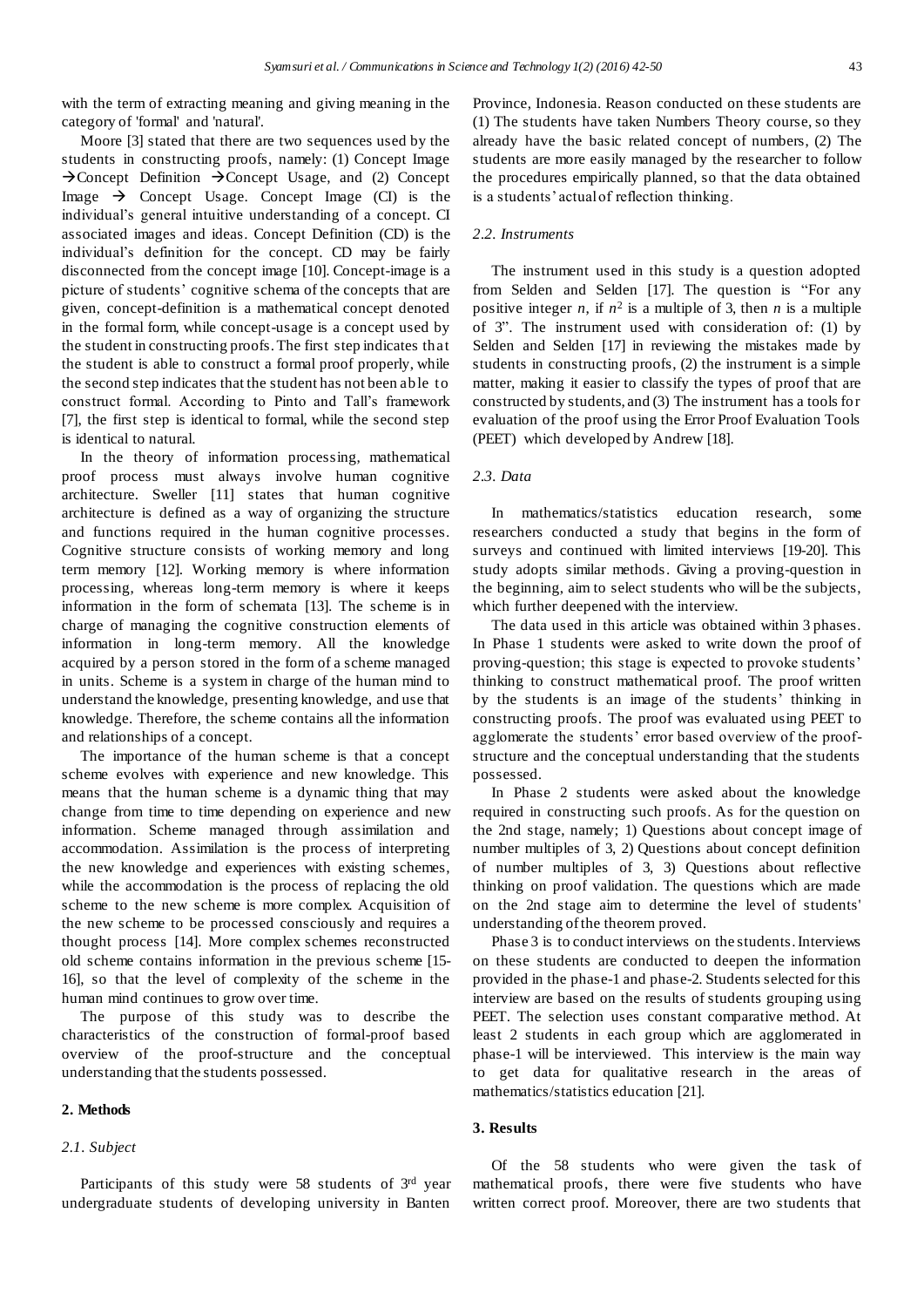with the term of extracting meaning and giving meaning in the category of 'formal' and 'natural'.

Moore [3] stated that there are two sequences used by the students in constructing proofs, namely: (1) Concept Image →Concept Definition →Concept Usage, and (2) Concept Image → Concept Usage. Concept Image (CI) is the individual's general intuitive understanding of a concept. CI associated images and ideas. Concept Definition (CD) is the individual's definition for the concept. CD may be fairly disconnected from the concept image [10]. Concept-image is a picture of students' cognitive schema of the concepts that are given, concept-definition is a mathematical concept denoted in the formal form, while concept-usage is a concept used by the student in constructing proofs. The first step indicates that the student is able to construct a formal proof properly, while the second step indicates that the student has not been able to construct formal. According to Pinto and Tall's framework [7], the first step is identical to formal, while the second step is identical to natural.

In the theory of information processing, mathematical proof process must always involve human cognitive architecture. Sweller [11] states that human cognitive architecture is defined as a way of organizing the structure and functions required in the human cognitive processes. Cognitive structure consists of working memory and long term memory [12]. Working memory is where information processing, whereas long-term memory is where it keeps information in the form of schemata [13]. The scheme is in charge of managing the cognitive construction elements of information in long-term memory. All the knowledge acquired by a person stored in the form of a scheme managed in units. Scheme is a system in charge of the human mind to understand the knowledge, presenting knowledge, and use that knowledge. Therefore, the scheme contains all the information and relationships of a concept.

The importance of the human scheme is that a concept scheme evolves with experience and new knowledge. This means that the human scheme is a dynamic thing that may change from time to time depending on experience and new information. Scheme managed through assimilation and accommodation. Assimilation is the process of interpreting the new knowledge and experiences with existing schemes, while the accommodation is the process of replacing the old scheme to the new scheme is more complex. Acquisition of the new scheme to be processed consciously and requires a thought process [14]. More complex schemes reconstructed old scheme contains information in the previous scheme [15-16], so that the level of complexity of the scheme in the human mind continues to grow over time.

The purpose of this study was to describe the characteristics of the construction of formal-proof based overview of the proof-structure and the conceptual understanding that the students possessed.

## 2. Methods

### 2.1. Subject

Participants of this study were 58 students of 3rd year undergraduate students of developing university in Banten Province, Indonesia. Reason conducted on these students are (1) The students have taken Numbers Theory course, so they already have the basic related concept of numbers, (2) The students are more easily managed by the researcher to follow the procedures empirically planned, so that the data obtained is a students' actual of reflection thinking.

### 2.2. Instruments

The instrument used in this study is a question adopted from Selden and Selden [17]. The question is "For any positive integer $n$, if $n^2$ is a multiple of 3, then $n$ is a multiple of 3". The instrument used with consideration of: (1) by Selden and Selden [17] in reviewing the mistakes made by students in constructing proofs, (2) the instrument is a simple matter, making it easier to classify the types of proof that are constructed by students, and (3) The instrument has a tools for evaluation of the proof using the Error Proof Evaluation Tools (PEET) which developed by Andrew [18].

### 2.3. Data

In mathematics/statistics education research, some researchers conducted a study that begins in the form of surveys and continued with limited interviews [19-20]. This study adopts similar methods. Giving a proving-question in the beginning, aim to select students who will be the subjects, which further deepened with the interview.

The data used in this article was obtained within 3 phases. In Phase 1 students were asked to write down the proof of proving-question; this stage is expected to provoke students' thinking to construct mathematical proof. The proof written by the students is an image of the students' thinking in constructing proofs. The proof was evaluated using PEET to agglomerate the students' error based overview of the proof-structure and the conceptual understanding that the students possessed.

In Phase 2 students were asked about the knowledge required in constructing such proofs. As for the question on the 2nd stage, namely; 1) Questions about concept image of number multiples of 3, 2) Questions about concept definition of number multiples of 3, 3) Questions about reflective thinking on proof validation. The questions which are made on the 2nd stage aim to determine the level of students' understanding of the theorem proved.

Phase 3 is to conduct interviews on the students. Interviews on these students are conducted to deepen the information provided in the phase-1 and phase-2. Students selected for this interview are based on the results of students grouping using PEET. The selection uses constant comparative method. At least 2 students in each group which are agglomerated in phase-1 will be interviewed. This interview is the main way to get data for qualitative research in the areas of mathematics/statistics education [21].

## 3. Results

Of the 58 students who were given the task of mathematical proofs, there were five students who have written correct proof. Moreover, there are two students that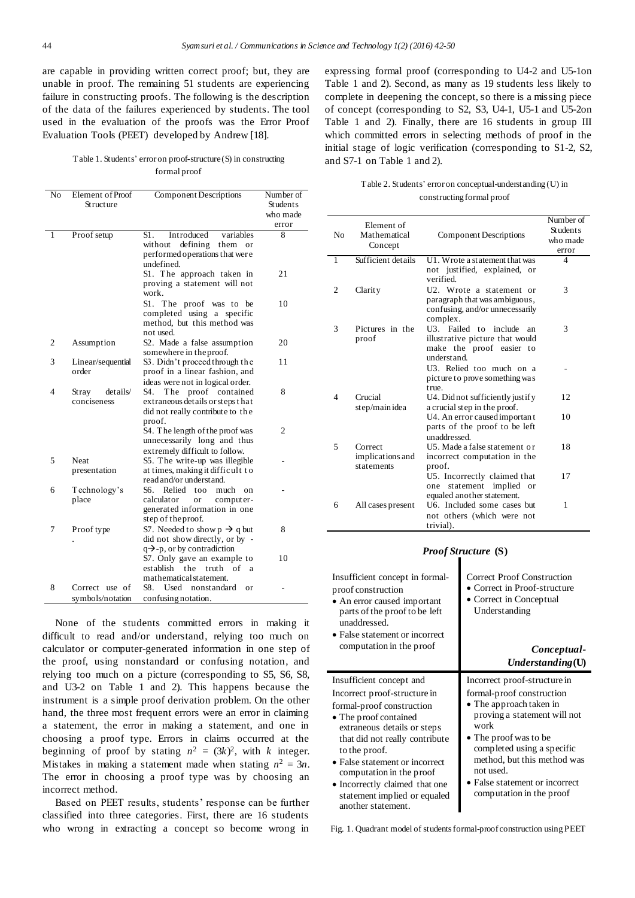are capable in providing written correct proof; but, they are unable in proof. The remaining 51 students are experiencing failure in constructing proofs. The following is the description of the data of the failures experienced by students. The tool used in the evaluation of the proofs was the Error Proof Evaluation Tools (PEET) developed by Andrew [18].

Table 1. Students' error on proof-structure (S) in constructing formal proof

| No | Element of Proof Structure | Component Descriptions | Number of Students who made error |
|---|---|---|---|
| 1 | Proof setup | S1. Introduced variables without defining them or performed operations that were undefined. | 8 |
| | | S1. The approach taken in proving a statement will not work. | 21 |
| | | S1. The proof was to be completed using a specific method, but this method was not used. | 10 |
| 2 | Assumption | S2. Made a false assumption somewhere in the proof. | 20 |
| 3 | Linear/sequential order | S3. Didn't proceed through the proof in a linear fashion, and ideas were not in logical order. | 11 |
| 4 | Stray details/ conciseness | S4. The proof contained extraneous details or steps that did not really contribute to the proof. | 8 |
| | | S4. The length of the proof was unnecessarily long and thus extremely difficult to follow. | 2 |
| 5 | Neat presentation | S5. The write-up was illegible at times, making it difficult to read and/or understand. | - |
| 6 | Technology's place | S6. Relied too much on calculator or computer-generated information in one step of the proof. | - |
| 7 | Proof type . | S7. Needed to show $p \rightarrow q$ but did not show directly, or by $-q \rightarrow -p$, or by contradiction | 8 |
| | | S7. Only gave an example to establish the truth of a mathematical statement. | 10 |
| 8 | Correct use of symbols/notation | S8. Used nonstandard or confusing notation. | - |

None of the students committed errors in making it difficult to read and/or understand, relying too much on calculator or computer-generated information in one step of the proof, using nonstandard or confusing notation, and relying too much on a picture (corresponding to S5, S6, S8, and U3-2 on Table 1 and 2). This happens because the instrument is a simple proof derivation problem. On the other hand, the three most frequent errors were an error in claiming a statement, the error in making a statement, and one in choosing a proof type. Errors in claims occurred at the beginning of proof by stating $n^2 = (3k)^2$, with $k$ integer. Mistakes in making a statement made when stating $n^2 = 3n$. The error in choosing a proof type was by choosing an incorrect method.

Based on PEET results, students' response can be further classified into three categories. First, there are 16 students who wrong in extracting a concept so become wrong in expressing formal proof (corresponding to U4-2 and U5-1on Table 1 and 2). Second, as many as 19 students less likely to complete in deepening the concept, so there is a missing piece of concept (corresponding to S2, S3, U4-1, U5-1 and U5-2on Table 1 and 2). Finally, there are 16 students in group III which committed errors in selecting methods of proof in the initial stage of logic verification (corresponding to S1-2, S2, and S7-1 on Table 1 and 2).

Table 2. Students' error on conceptual-understanding (U) in constructing formal proof

| No | Element of Mathematical Concept | Component Descriptions | Number of Students who made error |
|---|---|---|---|
| 1 | Sufficient details | U1. Wrote a statement that was not justified, explained, or verified. | 4 |
| 2 | Clarity | U2. Wrote a statement or paragraph that was ambiguous, confusing, and/or unnecessarily complex. | 3 |
| 3 | Pictures in the proof | U3. Failed to include an illustrative picture that would make the proof easier to understand. | 3 |
| | | U3. Relied too much on a picture to prove something was true. | - |
| 4 | Crucial step/main idea | U4. Did not sufficiently justify a crucial step in the proof. | 12 |
| | | U4. An error caused important parts of the proof to be left unaddressed. | 10 |
| 5 | Correct implications and statements | U5. Made a false statement or incorrect computation in the proof. | 18 |
| | | U5. Incorrectly claimed that one statement implied or equaled another statement. | 17 |
| 6 | All cases present | U6. Included some cases but not others (which were not trivial). | 1 |

***Proof Structure* (S)**

| Insufficient concept in formal-proof construction | Correct Proof Construction |
|---|---|
| • An error caused important parts of the proof to be left unaddressed.<br>• False statement or incorrect computation in the proof | • Correct in Proof-structure<br>• Correct in Conceptual Understanding |
| **Insufficient concept and Incorrect proof-structure in formal-proof construction**<br>• The proof contained extraneous details or steps that did not really contribute to the proof.<br>• False statement or incorrect computation in the proof<br>• Incorrectly claimed that one statement implied or equaled another statement. | **Incorrect proof-structure in formal-proof construction**<br>• The approach taken in proving a statement will not work<br>• The proof was to be completed using a specific method, but this method was not used.<br>• False statement or incorrect computation in the proof |

***Conceptual-Understanding* (U)**

Fig. 1. Quadrant model of students formal-proof construction using PEET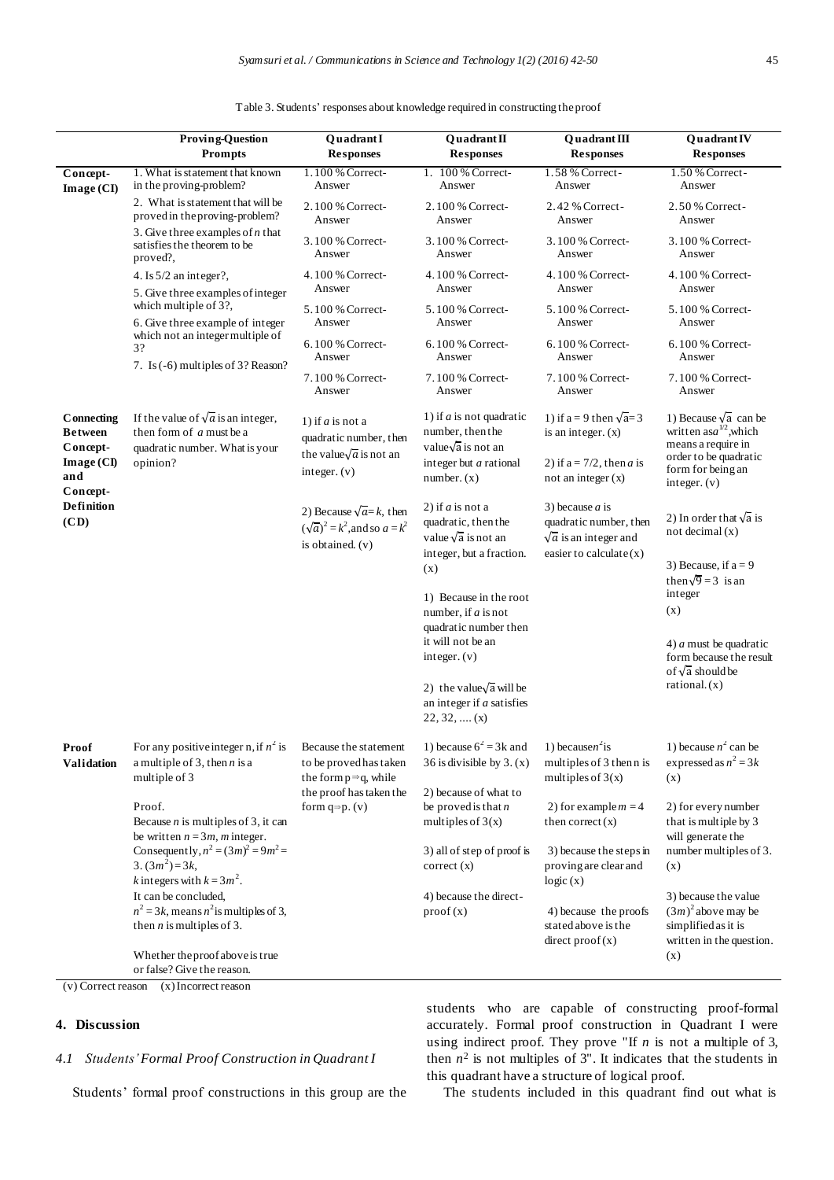Table 3. Students' responses about knowledge required in constructing the proof

| | Proving-Question Prompts | Quadrant I Responses | Quadrant II Responses | Quadrant III Responses | Quadrant IV Responses |
|---|---|---|---|---|---|
| **Concept-Image (CI)** | 1. What is statement that known in the proving-problem?<br>2. What is statement that will be proved in the proving-problem?<br>3. Give three examples of $n$ that satisfies the theorem to be proved?,<br>4. Is 5/2 an integer?,<br>5. Give three examples of integer which multiple of 3?,<br>6. Give three example of integer which not an integer multiple of 3?<br>7. Is (-6) multiples of 3? Reason? | 1. 100 % Correct-Answer<br>2. 100 % Correct-Answer<br>3. 100 % Correct-Answer<br>4. 100 % Correct-Answer<br>5. 100 % Correct-Answer<br>6. 100 % Correct-Answer<br>7. 100 % Correct-Answer | 1. 100 % Correct-Answer<br>2. 100 % Correct-Answer<br>3. 100 % Correct-Answer<br>4. 100 % Correct-Answer<br>5. 100 % Correct-Answer<br>6. 100 % Correct-Answer<br>7. 100 % Correct-Answer | 1. 58 % Correct-Answer<br>2. 42 % Correct-Answer<br>3. 100 % Correct-Answer<br>4. 100 % Correct-Answer<br>5. 100 % Correct-Answer<br>6. 100 % Correct-Answer<br>7. 100 % Correct-Answer | 1. 50 % Correct-Answer<br>2. 50 % Correct-Answer<br>3. 100 % Correct-Answer<br>4. 100 % Correct-Answer<br>5. 100 % Correct-Answer<br>6. 100 % Correct-Answer<br>7. 100 % Correct-Answer |
| **Connecting Between Concept-Image (CI) and Concept-Definition (CD)** | If the value of $\sqrt{a}$ is an integer, then form of $a$ must be a quadratic number. What is your opinion? | 1) if $a$ is not a quadratic number, then the value $\sqrt{a}$ is not an integer. (v)<br>2) Because $\sqrt{a} = k$, then $(\sqrt{a})^2 = k^2$, and so $a = k^2$ is obtained. (v) | 1) if $a$ is not quadratic number, then the value $\sqrt{a}$ is not an integer but $a$ rational number. (x)<br>2) if $a$ is not a quadratic, then the value $\sqrt{a}$ is not an integer, but a fraction. (x)<br>1) Because in the root number, if $a$ is not quadratic number then it will not be an integer. (v)<br>2) the value $\sqrt{a}$ will be an integer if $a$ satisfies $2^2$, $3^2$, .... (x) | 1) if a = 9 then $\sqrt{a} = 3$ is an integer. (x)<br>2) if a = 7/2, then $a$ is not an integer (x)<br>3) because $a$ is quadratic number, then $\sqrt{a}$ is an integer and easier to calculate (x) | 1) Because $\sqrt{a}$ can be written as $a^{1/2}$, which means a require in order to be quadratic form for being an integer. (v)<br>2) In order that $\sqrt{a}$ is not decimal (x)<br>3) Because, if a = 9 then $\sqrt{9} = 3$ is an integer (x)<br>4) $a$ must be quadratic form because the result of $\sqrt{a}$ should be rational. (x) |
| **Proof Validation** | For any positive integer n, if $n^2$ is a multiple of 3, then $n$ is a multiple of 3<br><br>Proof.<br>Because $n$ is multiples of 3, it can be written $n = 3m$, $m$ integer.<br>Consequently, $n^2 = (3m)^2 = 9m^2 = 3.(3m^2) = 3k$, $k$ integers with $k = 3m^2$.<br>It can be concluded, $n^2 = 3k$, means $n^2$ is multiples of 3, then $n$ is multiples of 3.<br><br>Whether the proof above is true or false? Give the reason. | Because the statement to be proved has taken the form $p \Rightarrow q$, while the proof has taken the form $q \Rightarrow p$. (v) | 1) because $6^2 = 3k$ and 36 is divisible by 3. (x)<br>2) because of what to be proved is that $n$ multiples of 3 (x)<br>3) all of step of proof is correct (x)<br>4) because the direct-proof (x) | 1) because $n^2$ is multiples of 3 then n is multiples of 3(x)<br>2) for example $m = 4$ then correct (x)<br>3) because the steps in proving are clear and logic (x)<br>4) because the proofs stated above is the direct proof (x) | 1) because $n^2$ can be expressed as $n^2 = 3k$ (x)<br>2) for every number that is multiple by 3 will generate the number multiples of 3. (x)<br>3) because the value $(3m)^2$ above may be simplified as it is written in the question. (x) |

(v) Correct reason (x) Incorrect reason

## 4. Discussion

### *4.1 Students' Formal Proof Construction in Quadrant I*

Students' formal proof constructions in this group are the students who are capable of constructing proof-formal accurately. Formal proof construction in Quadrant I were using indirect proof. They prove "If $n$ is not a multiple of 3, then $n^2$ is not multiples of 3". It indicates that the students in this quadrant have a structure of logical proof.

The students included in this quadrant find out what is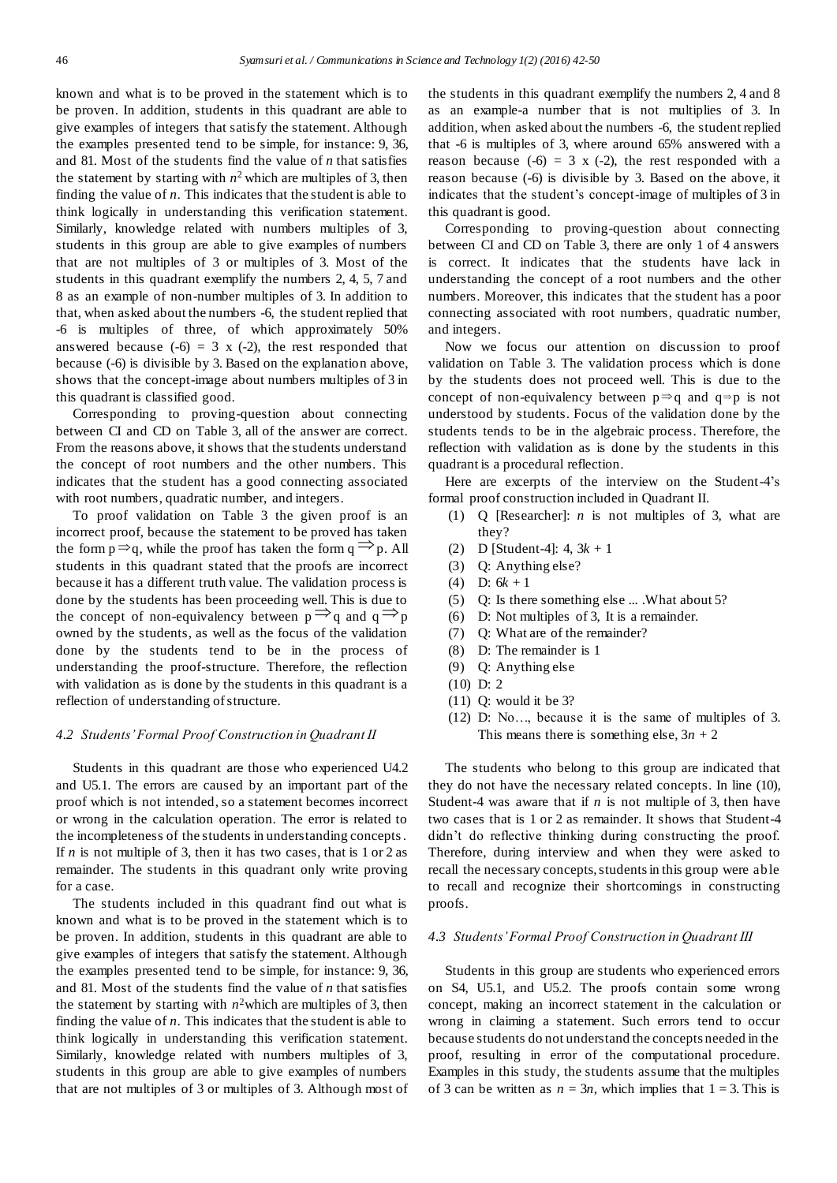known and what is to be proved in the statement which is to be proven. In addition, students in this quadrant are able to give examples of integers that satisfy the statement. Although the examples presented tend to be simple, for instance: 9, 36, and 81. Most of the students find the value of $n$ that satisfies the statement by starting with $n^2$ which are multiples of 3, then finding the value of $n$. This indicates that the student is able to think logically in understanding this verification statement. Similarly, knowledge related with numbers multiples of 3, students in this group are able to give examples of numbers that are not multiples of 3 or multiples of 3. Most of the students in this quadrant exemplify the numbers 2, 4, 5, 7 and 8 as an example of non-number multiples of 3. In addition to that, when asked about the numbers -6, the student replied that -6 is multiples of three, of which approximately 50% answered because (-6) = 3 x (-2), the rest responded that because (-6) is divisible by 3. Based on the explanation above, shows that the concept-image about numbers multiples of 3 in this quadrant is classified good.

Corresponding to proving-question about connecting between CI and CD on Table 3, all of the answer are correct. From the reasons above, it shows that the students understand the concept of root numbers and the other numbers. This indicates that the student has a good connecting associated with root numbers, quadratic number, and integers.

To proof validation on Table 3 the given proof is an incorrect proof, because the statement to be proved has taken the form $p \Rightarrow q$, while the proof has taken the form $q \Rightarrow p$. All students in this quadrant stated that the proofs are incorrect because it has a different truth value. The validation process is done by the students has been proceeding well. This is due to the concept of non-equivalency between $p \Rightarrow q$ and $q \Rightarrow p$ owned by the students, as well as the focus of the validation done by the students tend to be in the process of understanding the proof-structure. Therefore, the reflection with validation as is done by the students in this quadrant is a reflection of understanding of structure.

### 4.2 Students' Formal Proof Construction in Quadrant II

Students in this quadrant are those who experienced U4.2 and U5.1. The errors are caused by an important part of the proof which is not intended, so a statement becomes incorrect or wrong in the calculation operation. The error is related to the incompleteness of the students in understanding concepts. If $n$ is not multiple of 3, then it has two cases, that is 1 or 2 as remainder. The students in this quadrant only write proving for a case.

The students included in this quadrant find out what is known and what is to be proved in the statement which is to be proven. In addition, students in this quadrant are able to give examples of integers that satisfy the statement. Although the examples presented tend to be simple, for instance: 9, 36, and 81. Most of the students find the value of $n$ that satisfies the statement by starting with $n^2$which are multiples of 3, then finding the value of $n$. This indicates that the student is able to think logically in understanding this verification statement. Similarly, knowledge related with numbers multiples of 3, students in this group are able to give examples of numbers that are not multiples of 3 or multiples of 3. Although most of the students in this quadrant exemplify the numbers 2, 4 and 8 as an example-a number that is not multiplies of 3. In addition, when asked about the numbers -6, the student replied that -6 is multiples of 3, where around 65% answered with a reason because (-6) = 3 x (-2), the rest responded with a reason because (-6) is divisible by 3. Based on the above, it indicates that the student's concept-image of multiples of 3 in this quadrant is good.

Corresponding to proving-question about connecting between CI and CD on Table 3, there are only 1 of 4 answers is correct. It indicates that the students have lack in understanding the concept of a root numbers and the other numbers. Moreover, this indicates that the student has a poor connecting associated with root numbers, quadratic number, and integers.

Now we focus our attention on discussion to proof validation on Table 3. The validation process which is done by the students does not proceed well. This is due to the concept of non-equivalency between $p \Rightarrow q$ and $q \Rightarrow p$ is not understood by students. Focus of the validation done by the students tends to be in the algebraic process. Therefore, the reflection with validation as is done by the students in this quadrant is a procedural reflection.

Here are excerpts of the interview on the Student-4's formal proof construction included in Quadrant II.

(1) Q [Researcher]: $n$ is not multiples of 3, what are they?
(2) D [Student-4]: 4, $3k + 1$
(3) Q: Anything else?
(4) D: $6k + 1$
(5) Q: Is there something else ... .What about 5?
(6) D: Not multiples of 3, It is a remainder.
(7) Q: What are of the remainder?
(8) D: The remainder is 1
(9) Q: Anything else
(10) D: 2
(11) Q: would it be 3?
(12) D: No…, because it is the same of multiples of 3. This means there is something else, $3n + 2$

The students who belong to this group are indicated that they do not have the necessary related concepts. In line (10), Student-4 was aware that if $n$ is not multiple of 3, then have two cases that is 1 or 2 as remainder. It shows that Student-4 didn't do reflective thinking during constructing the proof. Therefore, during interview and when they were asked to recall the necessary concepts, students in this group were able to recall and recognize their shortcomings in constructing proofs.

### 4.3 Students' Formal Proof Construction in Quadrant III

Students in this group are students who experienced errors on S4, U5.1, and U5.2. The proofs contain some wrong concept, making an incorrect statement in the calculation or wrong in claiming a statement. Such errors tend to occur because students do not understand the concepts needed in the proof, resulting in error of the computational procedure. Examples in this study, the students assume that the multiples of 3 can be written as $n = 3n$, which implies that $1 = 3$. This is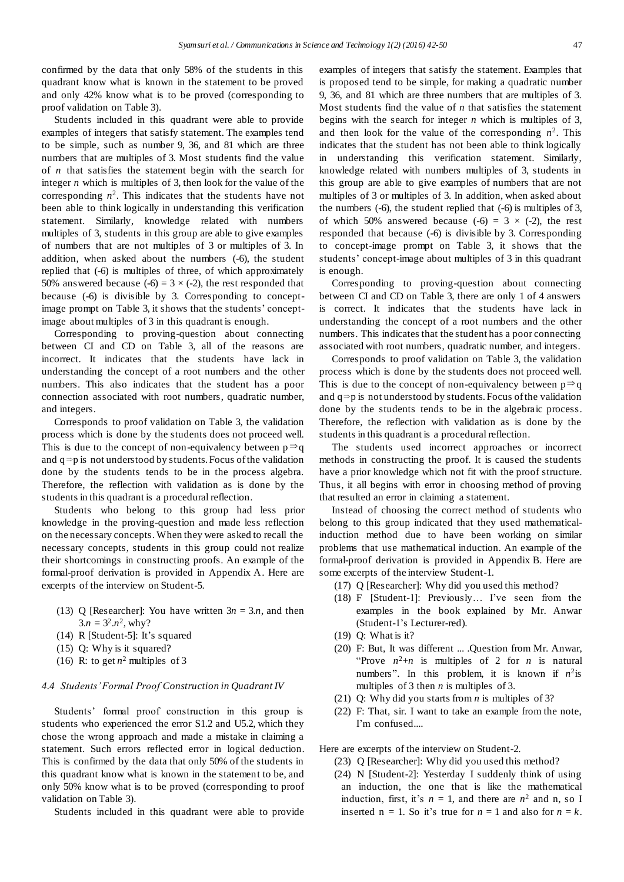confirmed by the data that only 58% of the students in this quadrant know what is known in the statement to be proved and only 42% know what is to be proved (corresponding to proof validation on Table 3).

Students included in this quadrant were able to provide examples of integers that satisfy statement. The examples tend to be simple, such as number 9, 36, and 81 which are three numbers that are multiples of 3. Most students find the value of $n$ that satisfies the statement begin with the search for integer $n$ which is multiples of 3, then look for the value of the corresponding $n^2$. This indicates that the students have not been able to think logically in understanding this verification statement. Similarly, knowledge related with numbers multiples of 3, students in this group are able to give examples of numbers that are not multiples of 3 or multiples of 3. In addition, when asked about the numbers (-6), the student replied that (-6) is multiples of three, of which approximately 50% answered because $(-6) = 3 \times (-2)$, the rest responded that because (-6) is divisible by 3. Corresponding to concept-image prompt on Table 3, it shows that the students' concept-image about multiples of 3 in this quadrant is enough.

Corresponding to proving-question about connecting between CI and CD on Table 3, all of the reasons are incorrect. It indicates that the students have lack in understanding the concept of a root numbers and the other numbers. This also indicates that the student has a poor connection associated with root numbers, quadratic number, and integers.

Corresponds to proof validation on Table 3, the validation process which is done by the students does not proceed well. This is due to the concept of non-equivalency between $p \Rightarrow q$ and $q \Rightarrow p$ is not understood by students. Focus of the validation done by the students tends to be in the process algebra. Therefore, the reflection with validation as is done by the students in this quadrant is a procedural reflection.

Students who belong to this group had less prior knowledge in the proving-question and made less reflection on the necessary concepts. When they were asked to recall the necessary concepts, students in this group could not realize their shortcomings in constructing proofs. An example of the formal-proof derivation is provided in Appendix A. Here are excerpts of the interview on Student-5.

(13) Q [Researcher]: You have written $3n = 3.n$, and then $3.n = 3^2.n^2$, why?
(14) R [Student-5]: It's squared
(15) Q: Why is it squared?
(16) R: to get $n^2$ multiples of 3

### *4.4 Students' Formal Proof Construction in Quadrant IV*

Students' formal proof construction in this group is students who experienced the error S1.2 and U5.2, which they chose the wrong approach and made a mistake in claiming a statement. Such errors reflected error in logical deduction. This is confirmed by the data that only 50% of the students in this quadrant know what is known in the statement to be, and only 50% know what is to be proved (corresponding to proof validation on Table 3).

Students included in this quadrant were able to provide examples of integers that satisfy the statement. Examples that is proposed tend to be simple, for making a quadratic number 9, 36, and 81 which are three numbers that are multiples of 3. Most students find the value of $n$ that satisfies the statement begins with the search for integer $n$ which is multiples of 3, and then look for the value of the corresponding $n^2$. This indicates that the student has not been able to think logically in understanding this verification statement. Similarly, knowledge related with numbers multiples of 3, students in this group are able to give examples of numbers that are not multiples of 3 or multiples of 3. In addition, when asked about the numbers (-6), the student replied that (-6) is multiples of 3, of which 50% answered because $(-6) = 3 \times (-2)$, the rest responded that because (-6) is divisible by 3. Corresponding to concept-image prompt on Table 3, it shows that the students' concept-image about multiples of 3 in this quadrant is enough.

Corresponding to proving-question about connecting between CI and CD on Table 3, there are only 1 of 4 answers is correct. It indicates that the students have lack in understanding the concept of a root numbers and the other numbers. This indicates that the student has a poor connecting associated with root numbers, quadratic number, and integers.

Corresponds to proof validation on Table 3, the validation process which is done by the students does not proceed well. This is due to the concept of non-equivalency between $p \Rightarrow q$ and $q \Rightarrow p$ is not understood by students. Focus of the validation done by the students tends to be in the algebraic process. Therefore, the reflection with validation as is done by the students in this quadrant is a procedural reflection.

The students used incorrect approaches or incorrect methods in constructing the proof. It is caused the students have a prior knowledge which not fit with the proof structure. Thus, it all begins with error in choosing method of proving that resulted an error in claiming a statement.

Instead of choosing the correct method of students who belong to this group indicated that they used mathematical-induction method due to have been working on similar problems that use mathematical induction. An example of the formal-proof derivation is provided in Appendix B. Here are some excerpts of the interview Student-1.

(17) Q [Researcher]: Why did you used this method?
(18) F [Student-1]: Previously… I've seen from the examples in the book explained by Mr. Anwar (Student-1's Lecturer-red).
(19) Q: What is it?
(20) F: But, It was different ... .Question from Mr. Anwar, "Prove $n^2+n$ is multiples of 2 for $n$ is natural numbers". In this problem, it is known if $n^2$is multiples of 3 then $n$ is multiples of 3.
(21) Q: Why did you starts from $n$ is multiples of 3?
(22) F: That, sir. I want to take an example from the note, I'm confused....

Here are excerpts of the interview on Student-2.

(23) Q [Researcher]: Why did you used this method?
(24) N [Student-2]: Yesterday I suddenly think of using an induction, the one that is like the mathematical induction, first, it's $n = 1$, and there are $n^2$ and n, so I inserted n = 1. So it's true for $n = 1$ and also for $n = k$.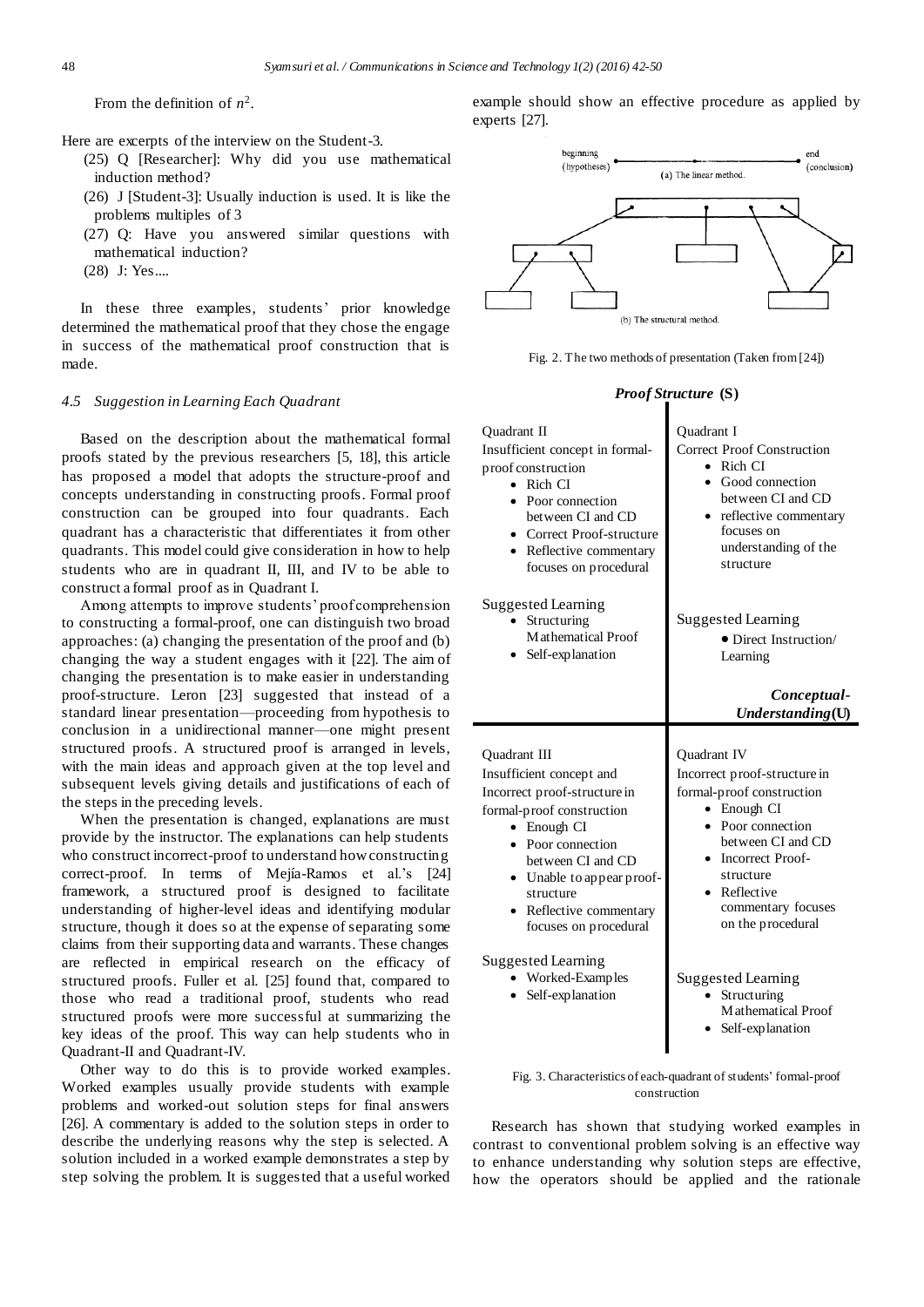From the definition of $n^2$.

Here are excerpts of the interview on the Student-3.

(25) Q [Researcher]: Why did you use mathematical induction method?

(26) J [Student-3]: Usually induction is used. It is like the problems multiples of 3

(27) Q: Have you answered similar questions with mathematical induction?

(28) J: Yes....

In these three examples, students' prior knowledge determined the mathematical proof that they chose the engage in success of the mathematical proof construction that is made.

### 4.5 Suggestion in Learning Each Quadrant

Based on the description about the mathematical formal proofs stated by the previous researchers [5, 18], this article has proposed a model that adopts the structure-proof and concepts understanding in constructing proofs. Formal proof construction can be grouped into four quadrants. Each quadrant has a characteristic that differentiates it from other quadrants. This model could give consideration in how to help students who are in quadrant II, III, and IV to be able to construct a formal proof as in Quadrant I.

Among attempts to improve students' proof comprehension to constructing a formal-proof, one can distinguish two broad approaches: (a) changing the presentation of the proof and (b) changing the way a student engages with it [22]. The aim of changing the presentation is to make easier in understanding proof-structure. Leron [23] suggested that instead of a standard linear presentation—proceeding from hypothesis to conclusion in a unidirectional manner—one might present structured proofs. A structured proof is arranged in levels, with the main ideas and approach given at the top level and subsequent levels giving details and justifications of each of the steps in the preceding levels.

When the presentation is changed, explanations are must provide by the instructor. The explanations can help students who construct incorrect-proof to understand how constructing correct-proof. In terms of Mejía-Ramos et al.'s [24] framework, a structured proof is designed to facilitate understanding of higher-level ideas and identifying modular structure, though it does so at the expense of separating some claims from their supporting data and warrants. These changes are reflected in empirical research on the efficacy of structured proofs. Fuller et al. [25] found that, compared to those who read a traditional proof, students who read structured proofs were more successful at summarizing the key ideas of the proof. This way can help students who in Quadrant-II and Quadrant-IV.

Other way to do this is to provide worked examples. Worked examples usually provide students with example problems and worked-out solution steps for final answers [26]. A commentary is added to the solution steps in order to describe the underlying reasons why the step is selected. A solution included in a worked example demonstrates a step by step solving the problem. It is suggested that a useful worked example should show an effective procedure as applied by experts [27].

Fig. 2. The two methods of presentation (Taken from [24])

**_Proof Structure_ (S)**

| Quadrant II | Quadrant I |
|---|---|
| Insufficient concept in formal-proof construction<br>• Rich CI<br>• Poor connection between CI and CD<br>• Correct Proof-structure<br>• Reflective commentary focuses on procedural<br><br>Suggested Learning<br>• Structuring Mathematical Proof<br>• Self-explanation | Correct Proof Construction<br>• Rich CI<br>• Good connection between CI and CD<br>• reflective commentary focuses on understanding of the structure<br><br>Suggested Learning<br>• Direct Instruction/ Learning<br><br>***Conceptual-Understanding*(U)** |
| Quadrant III | Quadrant IV |
| Insufficient concept and Incorrect proof-structure in formal-proof construction<br>• Enough CI<br>• Poor connection between CI and CD<br>• Unable to appear proof-structure<br>• Reflective commentary focuses on procedural<br><br>Suggested Learning<br>• Worked-Examples<br>• Self-explanation | Incorrect proof-structure in formal-proof construction<br>• Enough CI<br>• Poor connection between CI and CD<br>• Incorrect Proof-structure<br>• Reflective commentary focuses on the procedural<br><br>Suggested Learning<br>• Structuring Mathematical Proof<br>• Self-explanation |

Fig. 3. Characteristics of each-quadrant of students' formal-proof construction

Research has shown that studying worked examples in contrast to conventional problem solving is an effective way to enhance understanding why solution steps are effective, how the operators should be applied and the rationale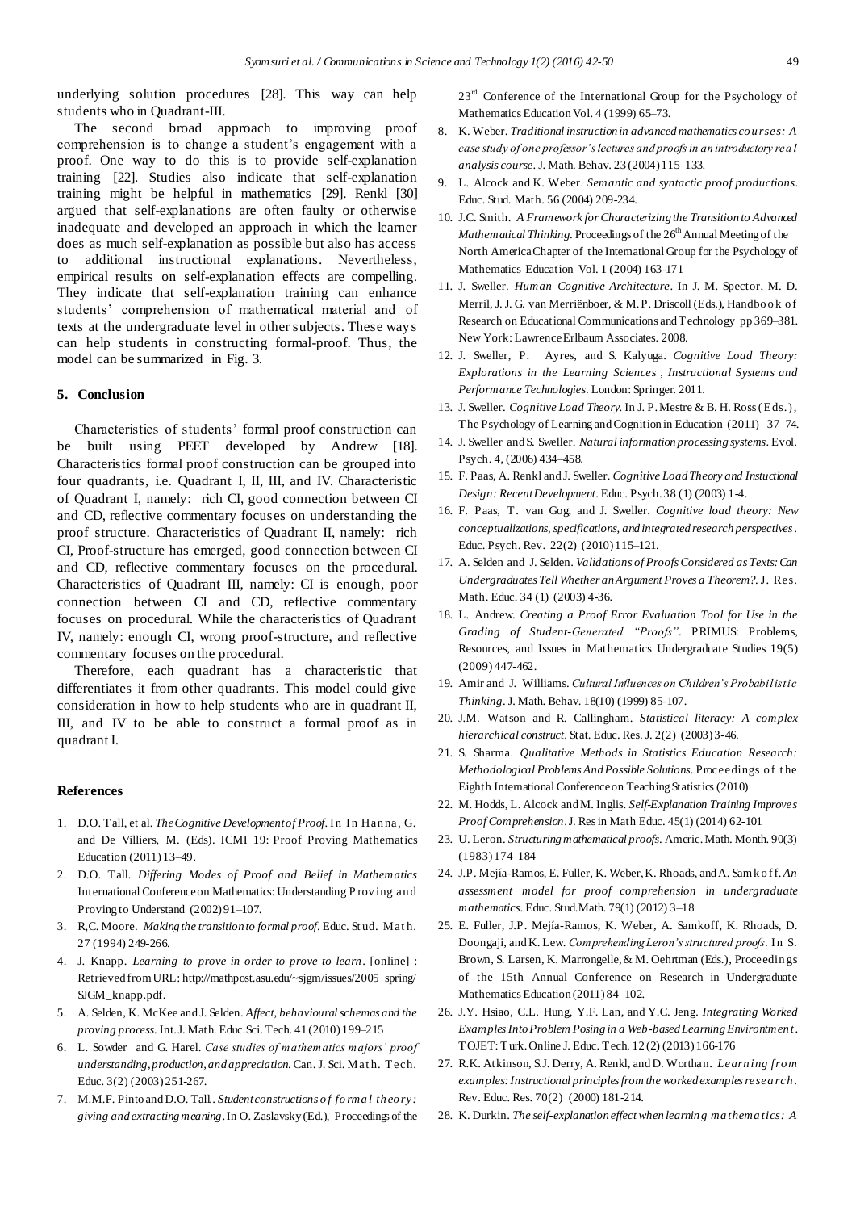underlying solution procedures [28]. This way can help students who in Quadrant-III.

The second broad approach to improving proof comprehension is to change a student's engagement with a proof. One way to do this is to provide self-explanation training [22]. Studies also indicate that self-explanation training might be helpful in mathematics [29]. Renkl [30] argued that self-explanations are often faulty or otherwise inadequate and developed an approach in which the learner does as much self-explanation as possible but also has access to additional instructional explanations. Nevertheless, empirical results on self-explanation effects are compelling. They indicate that self-explanation training can enhance students' comprehension of mathematical material and of texts at the undergraduate level in other subjects. These ways can help students in constructing formal-proof. Thus, the model can be summarized in Fig. 3.

## 5. Conclusion

Characteristics of students' formal proof construction can be built using PEET developed by Andrew [18]. Characteristics formal proof construction can be grouped into four quadrants, i.e. Quadrant I, II, III, and IV. Characteristic of Quadrant I, namely: rich CI, good connection between CI and CD, reflective commentary focuses on understanding the proof structure. Characteristics of Quadrant II, namely: rich CI, Proof-structure has emerged, good connection between CI and CD, reflective commentary focuses on the procedural. Characteristics of Quadrant III, namely: CI is enough, poor connection between CI and CD, reflective commentary focuses on procedural. While the characteristics of Quadrant IV, namely: enough CI, wrong proof-structure, and reflective commentary focuses on the procedural.

Therefore, each quadrant has a characteristic that differentiates it from other quadrants. This model could give consideration in how to help students who are in quadrant II, III, and IV to be able to construct a formal proof as in quadrant I.

## References

1. D.O. Tall, et al. *The Cognitive Development of Proof*. In In Hanna, G. and De Villiers, M. (Eds). ICMI 19: Proof Proving Mathematics Education (2011) 13–49.
2. D.O. Tall. *Differing Modes of Proof and Belief in Mathematics* International Conference on Mathematics: Understanding Proving and Proving to Understand (2002) 91–107.
3. R,C. Moore. *Making the transition to formal proof*. Educ. Stud. Math. 27 (1994) 249-266.
4. J. Knapp. *Learning to prove in order to prove to learn*. [online] : Retrieved from URL: http://mathpost.asu.edu/~sjgm/issues/2005_spring/SJGM_knapp.pdf.
5. A. Selden, K. McKee and J. Selden. *Affect, behavioural schemas and the proving process*. Int. J. Math. Educ.Sci. Tech. 41 (2010) 199–215
6. L. Sowder and G. Harel. *Case studies of mathematics majors' proof understanding, production, and appreciation*. Can. J. Sci. Math. Tech. Educ. 3(2) (2003) 251-267.
7. M.M.F. Pinto and D.O. Tall. *Student constructions of formal theory: giving and extracting meaning*. In O. Zaslavsky (Ed.), Proceedings of the 23rd Conference of the International Group for the Psychology of Mathematics Education Vol. 4 (1999) 65–73.
8. K. Weber. *Traditional instruction in advanced mathematics courses: A case study of one professor's lectures and proofs in an introductory real analysis course*. J. Math. Behav. 23 (2004) 115–133.
9. L. Alcock and K. Weber. *Semantic and syntactic proof productions*. Educ. Stud. Math. 56 (2004) 209-234.
10. J.C. Smith. *A Framework for Characterizing the Transition to Advanced Mathematical Thinking*. Proceedings of the 26th Annual Meeting of the North America Chapter of the International Group for the Psychology of Mathematics Education Vol. 1 (2004) 163-171
11. J. Sweller. *Human Cognitive Architecture*. In J. M. Spector, M. D. Merril, J. J. G. van Merriënboer, & M. P. Driscoll (Eds.), Handbook of Research on Educational Communications and Technology pp 369–381. New York: Lawrence Erlbaum Associates. 2008.
12. J. Sweller, P. Ayres, and S. Kalyuga. *Cognitive Load Theory: Explorations in the Learning Sciences, Instructional Systems and Performance Technologies*. London: Springer. 2011.
13. J. Sweller. *Cognitive Load Theory*. In J. P. Mestre & B. H. Ross (Eds.), The Psychology of Learning and Cognition in Education (2011) 37–74.
14. J. Sweller and S. Sweller. *Natural information processing systems*. Evol. Psych. 4, (2006) 434–458.
15. F. Paas, A. Renkl and J. Sweller. *Cognitive Load Theory and Instructional Design: Recent Development*. Educ. Psych. 38 (1) (2003) 1-4.
16. F. Paas, T. van Gog, and J. Sweller. *Cognitive load theory: New conceptualizations, specifications, and integrated research perspectives*. Educ. Psych. Rev. 22(2) (2010) 115–121.
17. A. Selden and J. Selden. *Validations of Proofs Considered as Texts: Can Undergraduates Tell Whether an Argument Proves a Theorem?*. J. Res. Math. Educ. 34 (1) (2003) 4-36.
18. L. Andrew. *Creating a Proof Error Evaluation Tool for Use in the Grading of Student-Generated "Proofs"*. PRIMUS: Problems, Resources, and Issues in Mathematics Undergraduate Studies 19(5) (2009) 447-462.
19. Amir and J. Williams. *Cultural Influences on Children's Probabilistic Thinking*. J. Math. Behav. 18(10) (1999) 85-107.
20. J.M. Watson and R. Callingham. *Statistical literacy: A complex hierarchical construct*. Stat. Educ. Res. J. 2(2) (2003) 3-46.
21. S. Sharma. *Qualitative Methods in Statistics Education Research: Methodological Problems And Possible Solutions*. Proceedings of the Eighth International Conference on Teaching Statistics (2010)
22. M. Hodds, L. Alcock and M. Inglis. *Self-Explanation Training Improves Proof Comprehension*. J. Res in Math Educ. 45(1) (2014) 62-101
23. U. Leron. *Structuring mathematical proofs*. Americ. Math. Month. 90(3) (1983) 174–184
24. J.P. Mejía-Ramos, E. Fuller, K. Weber, K. Rhoads, and A. Samkoff. *An assessment model for proof comprehension in undergraduate mathematics*. Educ. Stud.Math. 79(1) (2012) 3–18
25. E. Fuller, J.P. Mejía-Ramos, K. Weber, A. Samkoff, K. Rhoads, D. Doongaji, and K. Lew. *Comprehending Leron's structured proofs*. In S. Brown, S. Larsen, K. Marrongelle, & M. Oehrtman (Eds.), Proceedings of the 15th Annual Conference on Research in Undergraduate Mathematics Education (2011) 84–102.
26. J.Y. Hsiao, C.L. Hung, Y.F. Lan, and Y.C. Jeng. *Integrating Worked Examples Into Problem Posing in a Web-based Learning Environtment*. TOJET: Turk. Online J. Educ. Tech. 12 (2) (2013) 166-176
27. R.K. Atkinson, S.J. Derry, A. Renkl, and D. Worthan. *Learning from examples: Instructional principles from the worked examples research*. Rev. Educ. Res. 70(2) (2000) 181-214.
28. K. Durkin. *The self-explanation effect when learning mathematics: A*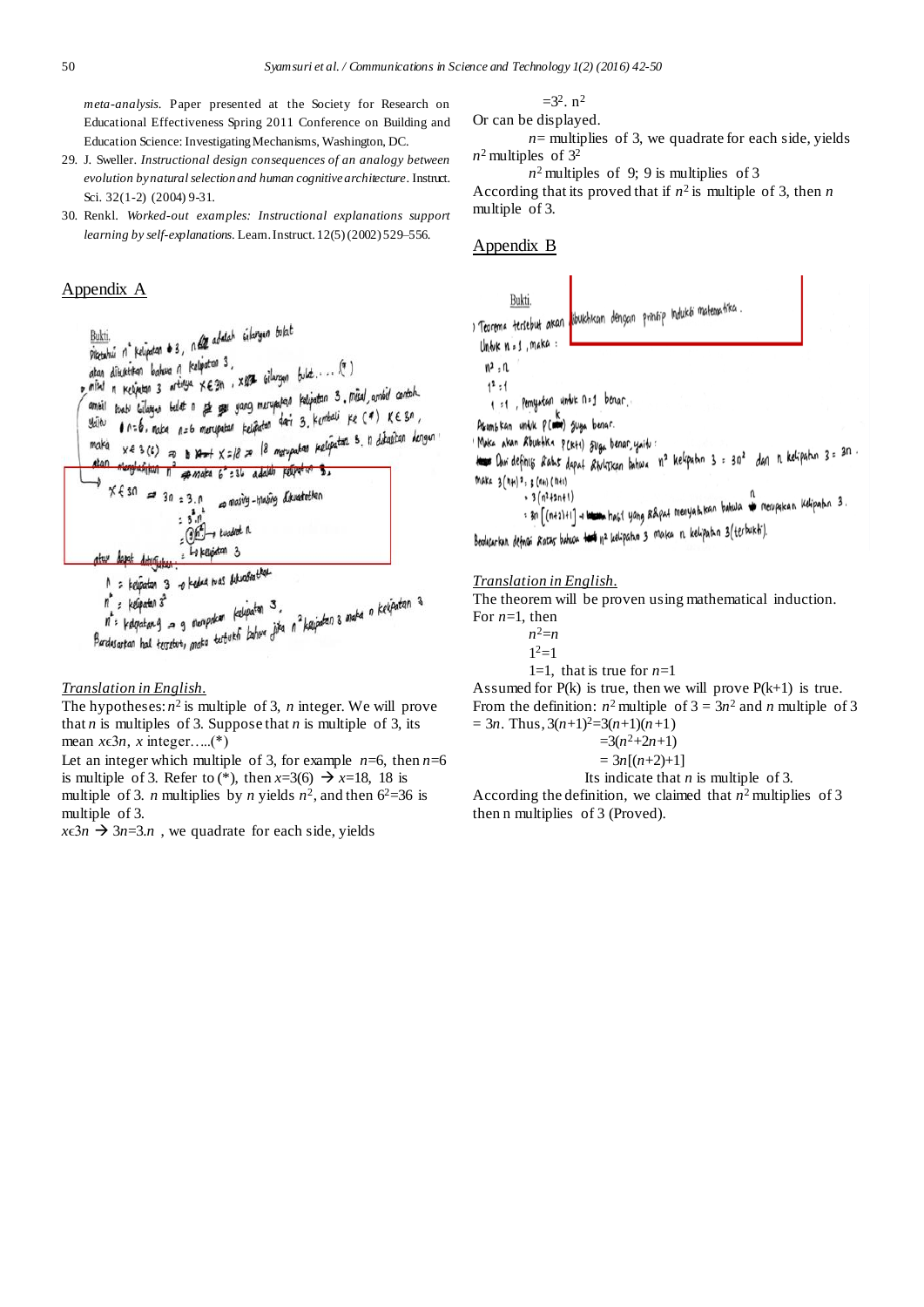*meta-analysis.* Paper presented at the Society for Research on Educational Effectiveness Spring 2011 Conference on Building and Education Science: Investigating Mechanisms, Washington, DC.

29. J. Sweller. *Instructional design consequences of an analogy between evolution by natural selection and human cognitive architecture*. Instruct. Sci. 32(1-2) (2004) 9-31.
30. Renkl. *Worked-out examples: Instructional explanations support learning by self-explanations.* Learn. Instruct. 12(5) (2002) 529–556.

## Appendix A

Bukti.
Diketahui $n^2$ kelipatan 3, n adalah bilangan bulat
akan dibuktikan bahwa n kelipatan 3,
misal n kelipatan 3 artinya $x \in 3n$, x bilangan bulat. . . . (\*)
ambil suatu bilangan bulat n yang merupakan kelipatan 3, misal, ambil contoh yaitu n=6, maka n=6 merupakan kelipatan dari 3. kembali ke (\*) $x \in 3n$,
maka $x \in 3(6) \Rightarrow x = 18 \Rightarrow$ 18 merupakan kelipatan 3. n dikalikan dengan n menghasilkan $n^2$ maka $6^2 = 36$ adalah kelipatan 3.
$x \in 3n \Rightarrow 3n = 3 . n$ → masing-masing dikuadratkan
$= 3^2 . n^2$
$= (9) n^2$ → kuadrat n
→ kelipatan 3
atau dapat ditunjukkan:
n = kelipatan 3 → kedua ruas dikuadratkan
$n^2$ = kelipatan $3^2$
$n^2$ = kelipatan 9 → 9 merupakan kelipatan 3,
Berdasarkan hal tersebut, maka terbukti bahwa jika $n^2$ kelipatan 3 maka n kelipatan 3

*Translation in English.*

The hypotheses: $n^2$ is multiple of 3, *n* integer. We will prove that *n* is multiples of 3. Suppose that *n* is multiple of 3, its mean $x \in 3n$, *x* integer…..(\*)

Let an integer which multiple of 3, for example *n*=6, then *n*=6 is multiple of 3. Refer to (\*), then $x=3(6) \rightarrow x=18$, 18 is multiple of 3. *n* multiplies by *n* yields $n^2$, and then $6^2=36$ is multiple of 3.

$x \in 3n \rightarrow 3n=3.n$ , we quadrate for each side, yields

$=3^2 . n^2$

Or can be displayed.

*n*= multiplies of 3, we quadrate for each side, yields $n^2$ multiples of $3^2$

$n^2$ multiples of 9; 9 is multiples of 3

According that its proved that if $n^2$ is multiple of 3, then *n* multiple of 3.

## Appendix B

Bukti.
Teorema tersebut akan dibuktikan dengan prinsip induksi matematika.
Untuk n = 1, maka:
$n^2 = n$
$1^2 = 1$
1 = 1, Pernyataan untuk n=1 benar.
Asumsikan untuk P(k) juga benar.
Maka akan dibuktikan P(k+1) juga benar, yaitu:
Dari definisi dapat dituliskan bahwa $n^2$ kelipatan $3 = 3n^2$ dan n kelipatan $3 = 3n$.
Maka $3(n+1)^2 = 3(n+1)(n+1)$
$= 3(n^2+2n+1)$
$= 3n[(n+2)+1]$ → hasil yang dapat menyatakan bahwa n merupakan kelipatan 3.
Berdasarkan definisi diatas bahwa $n^2$ kelipatan 3 maka n kelipatan 3 (terbukti).

*Translation in English.*

The theorem will be proven using mathematical induction.

For *n*=1, then

$n^2=n$

$1^2=1$

1=1, that is true for *n*=1

Assumed for P(k) is true, then we will prove P(k+1) is true.

From the definition: $n^2$ multiple of $3 = 3n^2$ and *n* multiple of 3 = 3*n*. Thus, $3(n+1)^2=3(n+1)(n+1)$

$=3(n^2+2n+1)$

$= 3n[(n+2)+1]$

Its indicate that *n* is multiple of 3.

According the definition, we claimed that $n^2$ multiplies of 3 then n multiplies of 3 (Proved).